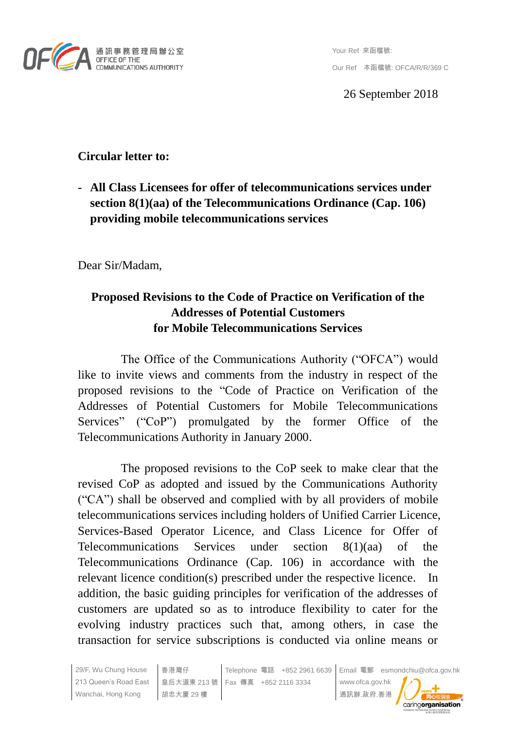通訊事務管理局辦公室
OFFICE OF THE COMMUNICATIONS AUTHORITY

Your Ref 來函檔號:

Our Ref 本函檔號: OFCA/R/R/369 C

26 September 2018

**Circular letter to:**

- **All Class Licensees for offer of telecommunications services under section 8(1)(aa) of the Telecommunications Ordinance (Cap. 106) providing mobile telecommunications services**

Dear Sir/Madam,

**Proposed Revisions to the Code of Practice on Verification of the Addresses of Potential Customers for Mobile Telecommunications Services**

The Office of the Communications Authority ("OFCA") would like to invite views and comments from the industry in respect of the proposed revisions to the "Code of Practice on Verification of the Addresses of Potential Customers for Mobile Telecommunications Services" ("CoP") promulgated by the former Office of the Telecommunications Authority in January 2000.

The proposed revisions to the CoP seek to make clear that the revised CoP as adopted and issued by the Communications Authority ("CA") shall be observed and complied with by all providers of mobile telecommunications services including holders of Unified Carrier Licence, Services-Based Operator Licence, and Class Licence for Offer of Telecommunications Services under section 8(1)(aa) of the Telecommunications Ordinance (Cap. 106) in accordance with the relevant licence condition(s) prescribed under the respective licence. In addition, the basic guiding principles for verification of the addresses of customers are updated so as to introduce flexibility to cater for the evolving industry practices such that, among others, in case the transaction for service subscriptions is conducted via online means or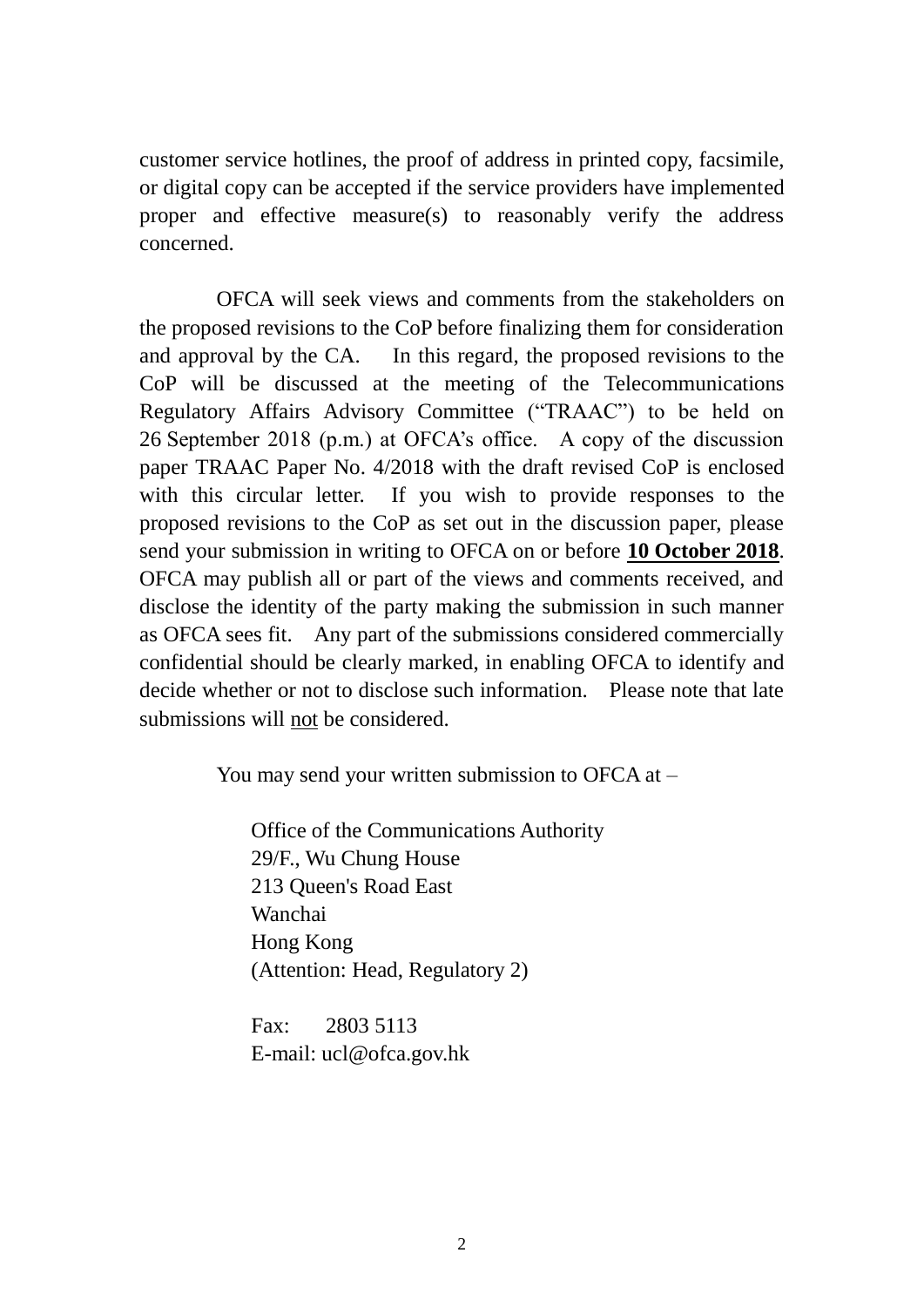customer service hotlines, the proof of address in printed copy, facsimile, or digital copy can be accepted if the service providers have implemented proper and effective measure(s) to reasonably verify the address concerned.

OFCA will seek views and comments from the stakeholders on the proposed revisions to the CoP before finalizing them for consideration and approval by the CA. In this regard, the proposed revisions to the CoP will be discussed at the meeting of the Telecommunications Regulatory Affairs Advisory Committee ("TRAAC") to be held on 26 September 2018 (p.m.) at OFCA's office. A copy of the discussion paper TRAAC Paper No. 4/2018 with the draft revised CoP is enclosed with this circular letter. If you wish to provide responses to the proposed revisions to the CoP as set out in the discussion paper, please send your submission in writing to OFCA on or before **<u>10 October 2018</u>**. OFCA may publish all or part of the views and comments received, and disclose the identity of the party making the submission in such manner as OFCA sees fit. Any part of the submissions considered commercially confidential should be clearly marked, in enabling OFCA to identify and decide whether or not to disclose such information. Please note that late submissions will <u>not</u> be considered.

You may send your written submission to OFCA at –

Office of the Communications Authority  
29/F., Wu Chung House  
213 Queen's Road East  
Wanchai  
Hong Kong  
(Attention: Head, Regulatory 2)

Fax: 2803 5113  
E-mail: ucl@ofca.gov.hk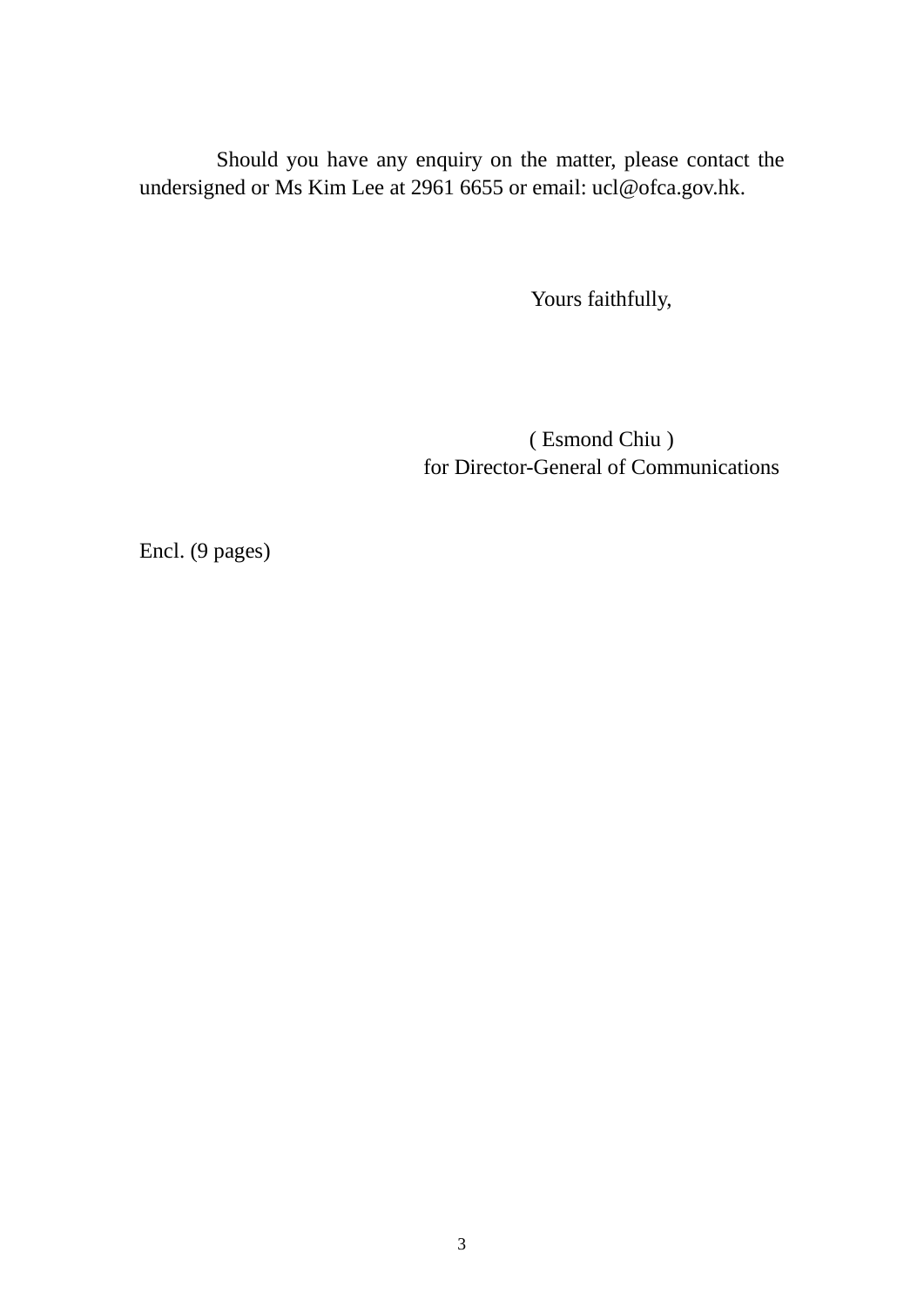Should you have any enquiry on the matter, please contact the undersigned or Ms Kim Lee at 2961 6655 or email: ucl@ofca.gov.hk.

Yours faithfully,

( Esmond Chiu )
for Director-General of Communications

Encl. (9 pages)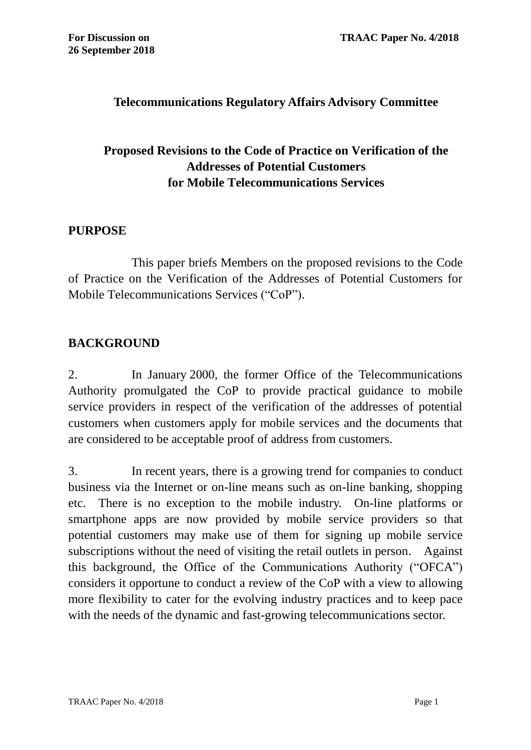For Discussion on
26 September 2018

TRAAC Paper No. 4/2018

# Telecommunications Regulatory Affairs Advisory Committee

## Proposed Revisions to the Code of Practice on Verification of the Addresses of Potential Customers for Mobile Telecommunications Services

### PURPOSE

This paper briefs Members on the proposed revisions to the Code of Practice on the Verification of the Addresses of Potential Customers for Mobile Telecommunications Services ("CoP").

### BACKGROUND

2. In January 2000, the former Office of the Telecommunications Authority promulgated the CoP to provide practical guidance to mobile service providers in respect of the verification of the addresses of potential customers when customers apply for mobile services and the documents that are considered to be acceptable proof of address from customers.

3. In recent years, there is a growing trend for companies to conduct business via the Internet or on-line means such as on-line banking, shopping etc. There is no exception to the mobile industry. On-line platforms or smartphone apps are now provided by mobile service providers so that potential customers may make use of them for signing up mobile service subscriptions without the need of visiting the retail outlets in person. Against this background, the Office of the Communications Authority ("OFCA") considers it opportune to conduct a review of the CoP with a view to allowing more flexibility to cater for the evolving industry practices and to keep pace with the needs of the dynamic and fast-growing telecommunications sector.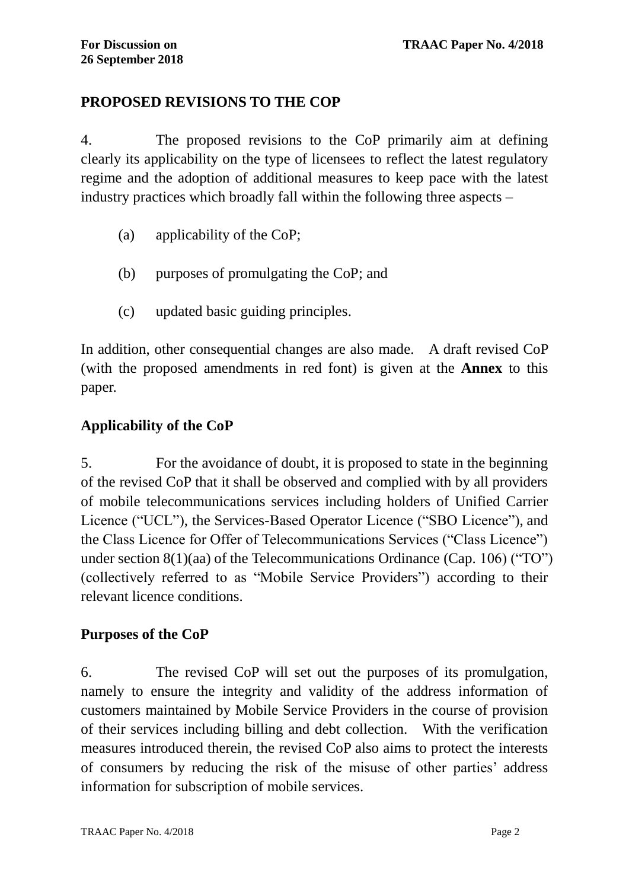## PROPOSED REVISIONS TO THE COP

4. The proposed revisions to the CoP primarily aim at defining clearly its applicability on the type of licensees to reflect the latest regulatory regime and the adoption of additional measures to keep pace with the latest industry practices which broadly fall within the following three aspects –

(a) applicability of the CoP;

(b) purposes of promulgating the CoP; and

(c) updated basic guiding principles.

In addition, other consequential changes are also made. A draft revised CoP (with the proposed amendments in red font) is given at the **Annex** to this paper.

### Applicability of the CoP

5. For the avoidance of doubt, it is proposed to state in the beginning of the revised CoP that it shall be observed and complied with by all providers of mobile telecommunications services including holders of Unified Carrier Licence ("UCL"), the Services-Based Operator Licence ("SBO Licence"), and the Class Licence for Offer of Telecommunications Services ("Class Licence") under section 8(1)(aa) of the Telecommunications Ordinance (Cap. 106) ("TO") (collectively referred to as "Mobile Service Providers") according to their relevant licence conditions.

### Purposes of the CoP

6. The revised CoP will set out the purposes of its promulgation, namely to ensure the integrity and validity of the address information of customers maintained by Mobile Service Providers in the course of provision of their services including billing and debt collection. With the verification measures introduced therein, the revised CoP also aims to protect the interests of consumers by reducing the risk of the misuse of other parties' address information for subscription of mobile services.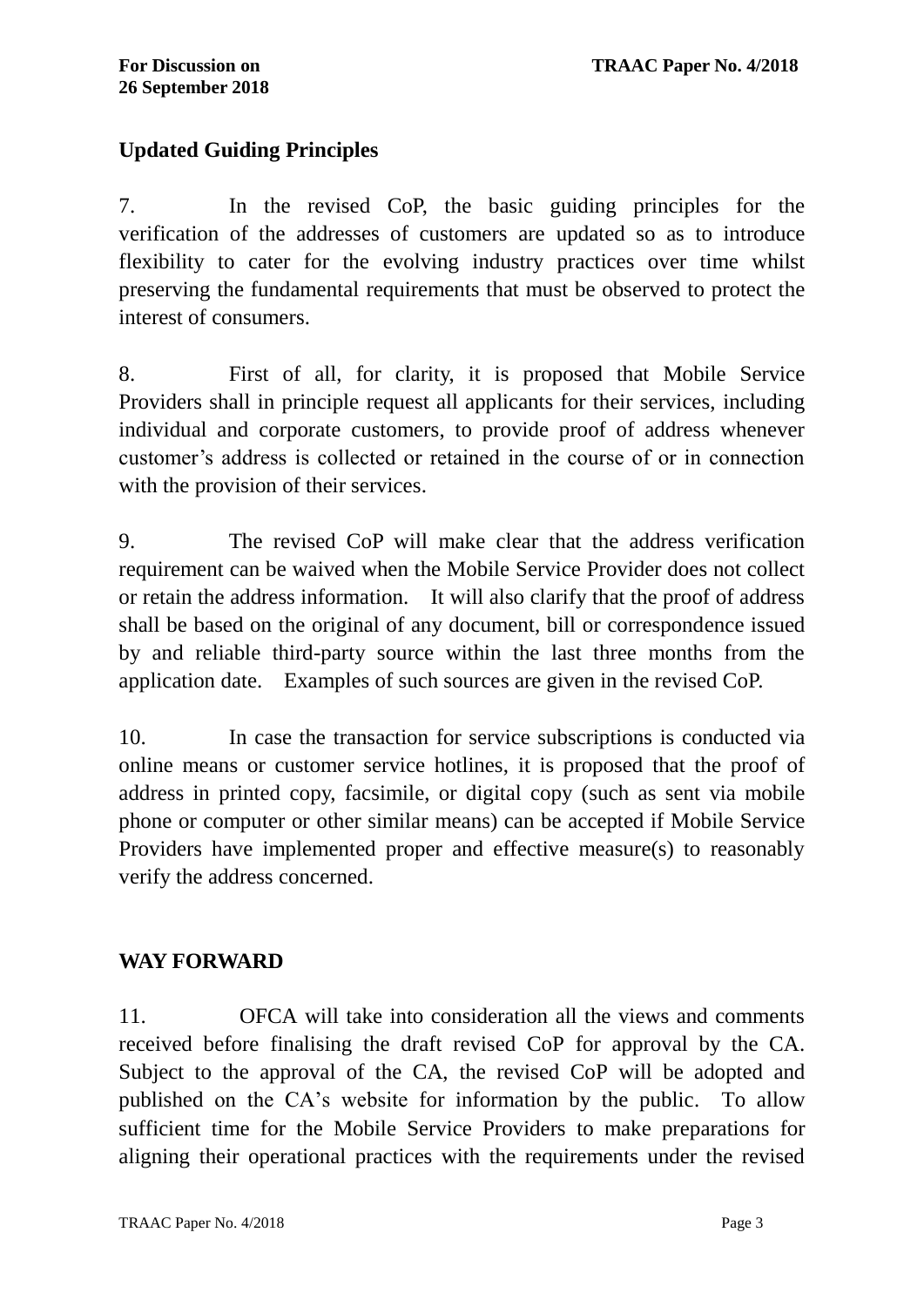## Updated Guiding Principles

7. In the revised CoP, the basic guiding principles for the verification of the addresses of customers are updated so as to introduce flexibility to cater for the evolving industry practices over time whilst preserving the fundamental requirements that must be observed to protect the interest of consumers.

8. First of all, for clarity, it is proposed that Mobile Service Providers shall in principle request all applicants for their services, including individual and corporate customers, to provide proof of address whenever customer's address is collected or retained in the course of or in connection with the provision of their services.

9. The revised CoP will make clear that the address verification requirement can be waived when the Mobile Service Provider does not collect or retain the address information. It will also clarify that the proof of address shall be based on the original of any document, bill or correspondence issued by and reliable third-party source within the last three months from the application date. Examples of such sources are given in the revised CoP.

10. In case the transaction for service subscriptions is conducted via online means or customer service hotlines, it is proposed that the proof of address in printed copy, facsimile, or digital copy (such as sent via mobile phone or computer or other similar means) can be accepted if Mobile Service Providers have implemented proper and effective measure(s) to reasonably verify the address concerned.

## WAY FORWARD

11. OFCA will take into consideration all the views and comments received before finalising the draft revised CoP for approval by the CA. Subject to the approval of the CA, the revised CoP will be adopted and published on the CA's website for information by the public. To allow sufficient time for the Mobile Service Providers to make preparations for aligning their operational practices with the requirements under the revised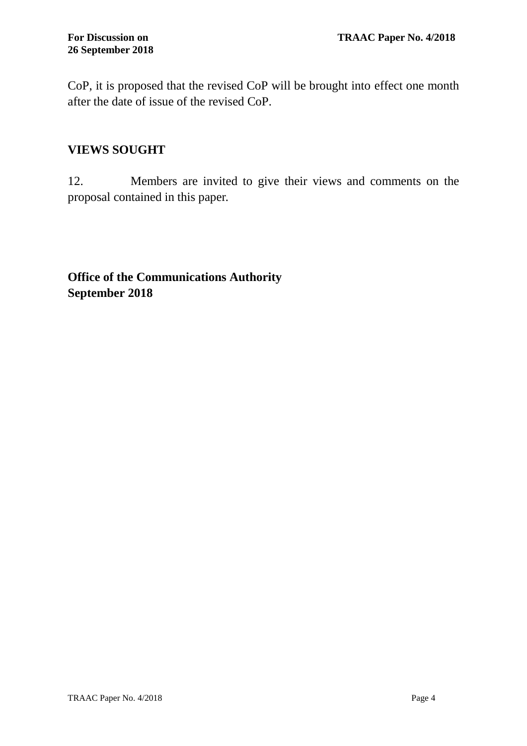CoP, it is proposed that the revised CoP will be brought into effect one month after the date of issue of the revised CoP.

## VIEWS SOUGHT

12. Members are invited to give their views and comments on the proposal contained in this paper.

**Office of the Communications Authority**
**September 2018**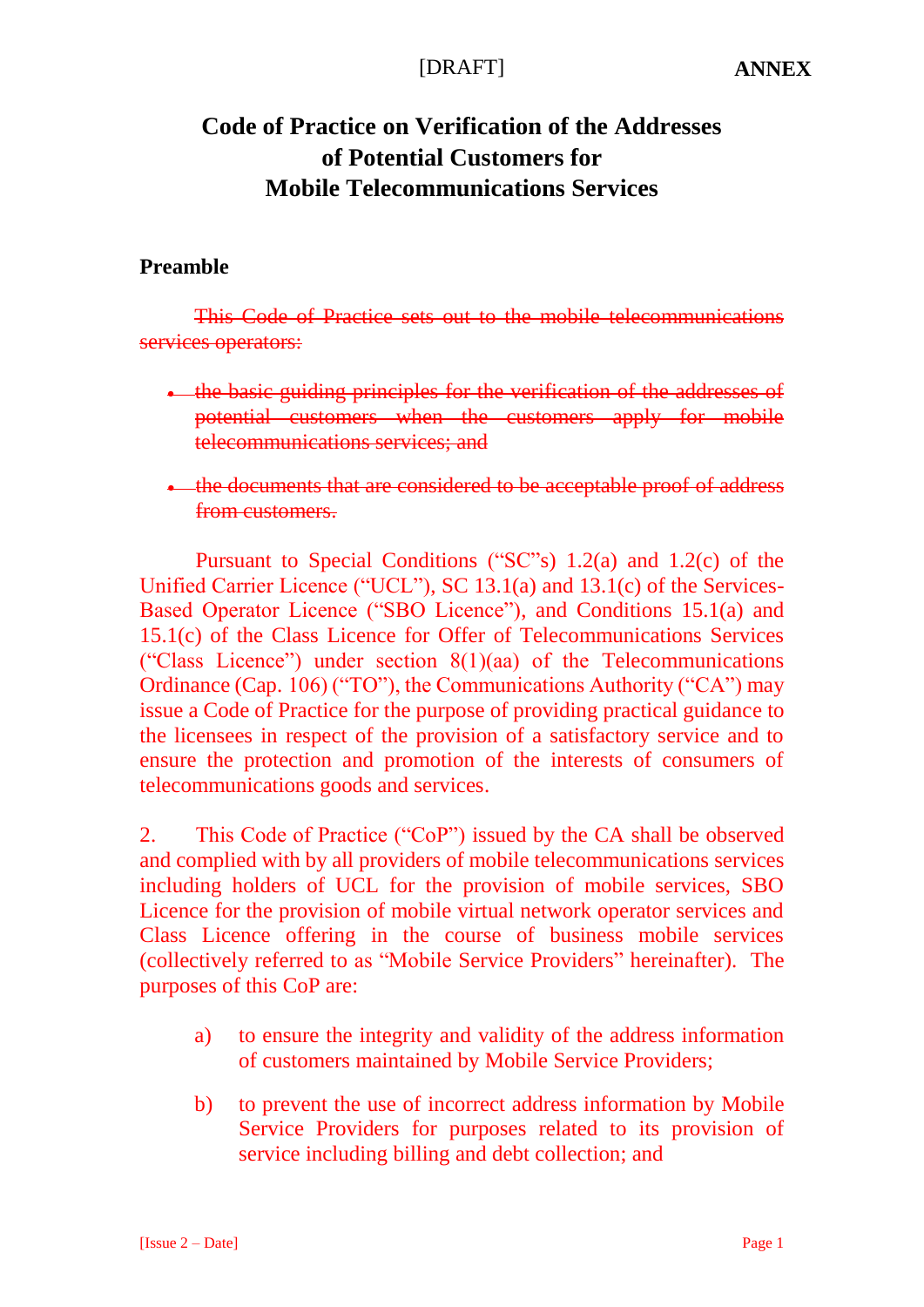# Code of Practice on Verification of the Addresses of Potential Customers for Mobile Telecommunications Services

## Preamble

~~This Code of Practice sets out to the mobile telecommunications services operators:~~

- ~~the basic guiding principles for the verification of the addresses of potential customers when the customers apply for mobile telecommunications services; and~~
- ~~the documents that are considered to be acceptable proof of address from customers.~~

Pursuant to Special Conditions ("SC"s) 1.2(a) and 1.2(c) of the Unified Carrier Licence ("UCL"), SC 13.1(a) and 13.1(c) of the Services-Based Operator Licence ("SBO Licence"), and Conditions 15.1(a) and 15.1(c) of the Class Licence for Offer of Telecommunications Services ("Class Licence") under section 8(1)(aa) of the Telecommunications Ordinance (Cap. 106) ("TO"), the Communications Authority ("CA") may issue a Code of Practice for the purpose of providing practical guidance to the licensees in respect of the provision of a satisfactory service and to ensure the protection and promotion of the interests of consumers of telecommunications goods and services.

2. This Code of Practice ("CoP") issued by the CA shall be observed and complied with by all providers of mobile telecommunications services including holders of UCL for the provision of mobile services, SBO Licence for the provision of mobile virtual network operator services and Class Licence offering in the course of business mobile services (collectively referred to as "Mobile Service Providers" hereinafter). The purposes of this CoP are:

a) to ensure the integrity and validity of the address information of customers maintained by Mobile Service Providers;

b) to prevent the use of incorrect address information by Mobile Service Providers for purposes related to its provision of service including billing and debt collection; and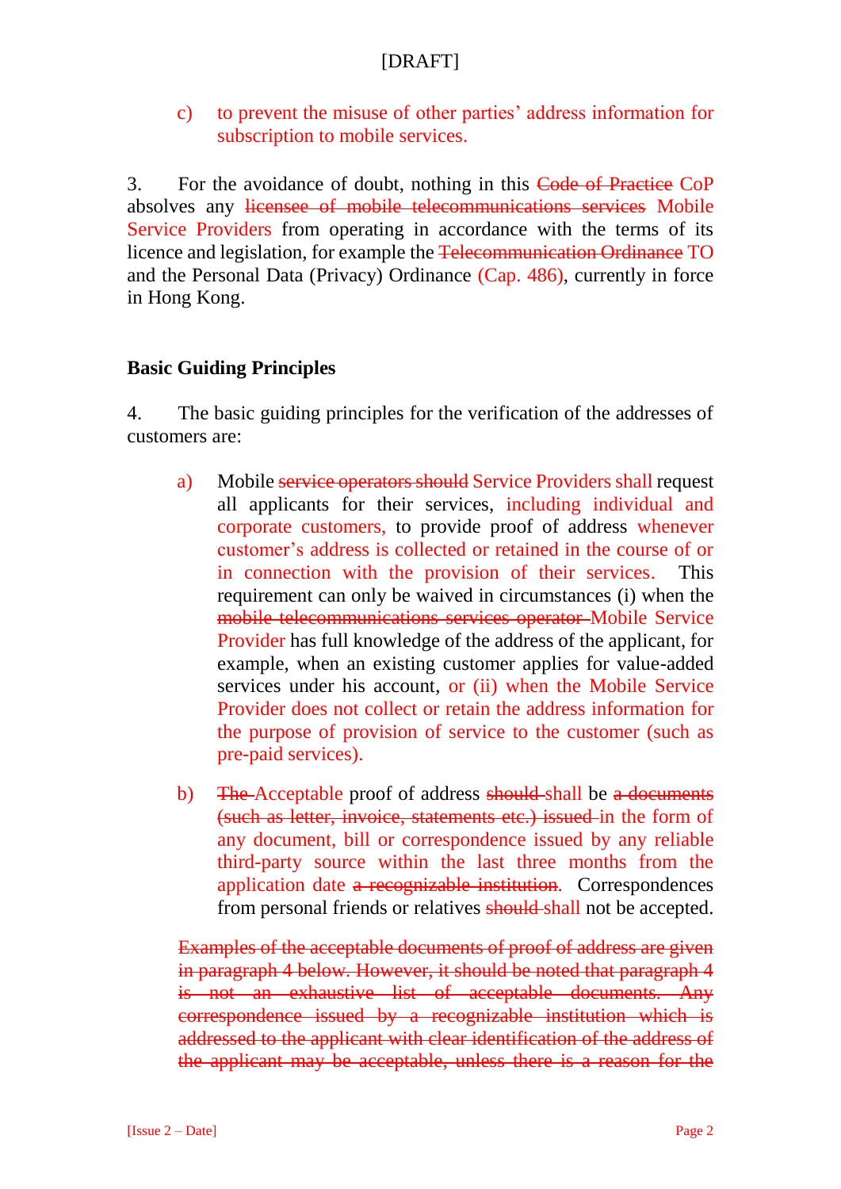c) to prevent the misuse of other parties' address information for subscription to mobile services.

3. For the avoidance of doubt, nothing in this ~~Code of Practice~~ CoP absolves any ~~licensee of mobile telecommunications services~~ Mobile Service Providers from operating in accordance with the terms of its licence and legislation, for example the ~~Telecommunication Ordinance~~ TO and the Personal Data (Privacy) Ordinance (Cap. 486), currently in force in Hong Kong.

## Basic Guiding Principles

4. The basic guiding principles for the verification of the addresses of customers are:

a) Mobile ~~service operators should~~ Service Providers shall request all applicants for their services, including individual and corporate customers, to provide proof of address whenever customer's address is collected or retained in the course of or in connection with the provision of their services. This requirement can only be waived in circumstances (i) when the ~~mobile telecommunications services operator~~ Mobile Service Provider has full knowledge of the address of the applicant, for example, when an existing customer applies for value-added services under his account, or (ii) when the Mobile Service Provider does not collect or retain the address information for the purpose of provision of service to the customer (such as pre-paid services).

b) ~~The~~ Acceptable proof of address ~~should~~ shall be ~~a documents (such as letter, invoice, statements etc.) issued~~ in the form of any document, bill or correspondence issued by any reliable third-party source within the last three months from the application date ~~a recognizable institution~~. Correspondences from personal friends or relatives ~~should~~ shall not be accepted.

~~Examples of the acceptable documents of proof of address are given in paragraph 4 below. However, it should be noted that paragraph 4 is not an exhaustive list of acceptable documents. Any correspondence issued by a recognizable institution which is addressed to the applicant with clear identification of the address of the applicant may be acceptable, unless there is a reason for the~~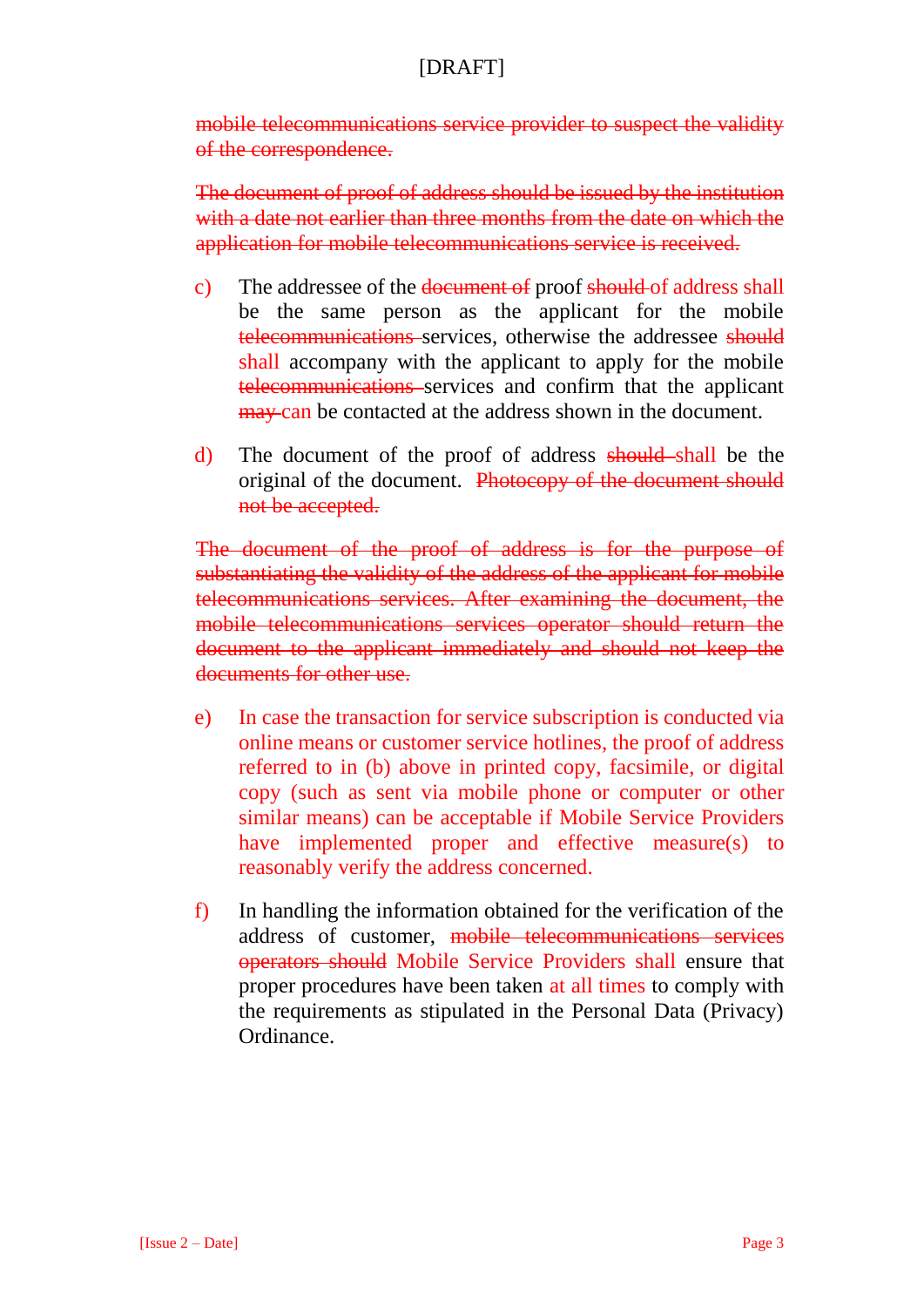~~mobile telecommunications service provider to suspect the validity of the correspondence.~~

~~The document of proof of address should be issued by the institution with a date not earlier than three months from the date on which the application for mobile telecommunications service is received.~~

c) The addressee of the ~~document of~~ proof ~~should~~ of address shall be the same person as the applicant for the mobile ~~telecommunications~~ services, otherwise the addressee ~~should~~ shall accompany with the applicant to apply for the mobile ~~telecommunications~~ services and confirm that the applicant ~~may~~ can be contacted at the address shown in the document.

d) The document of the proof of address ~~should~~ shall be the original of the document. ~~Photocopy of the document should not be accepted.~~

~~The document of the proof of address is for the purpose of substantiating the validity of the address of the applicant for mobile telecommunications services. After examining the document, the mobile telecommunications services operator should return the document to the applicant immediately and should not keep the documents for other use.~~

e) In case the transaction for service subscription is conducted via online means or customer service hotlines, the proof of address referred to in (b) above in printed copy, facsimile, or digital copy (such as sent via mobile phone or computer or other similar means) can be acceptable if Mobile Service Providers have implemented proper and effective measure(s) to reasonably verify the address concerned.

f) In handling the information obtained for the verification of the address of customer, ~~mobile telecommunications services operators should~~ Mobile Service Providers shall ensure that proper procedures have been taken at all times to comply with the requirements as stipulated in the Personal Data (Privacy) Ordinance.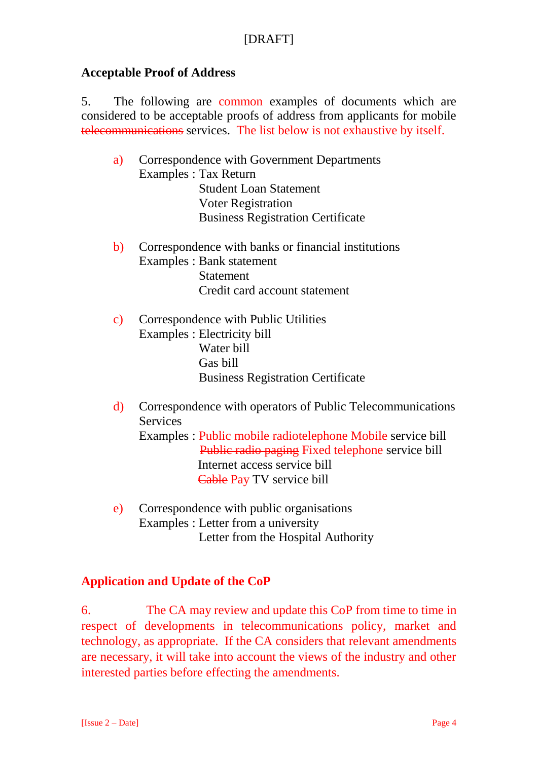## Acceptable Proof of Address

5. The following are common examples of documents which are considered to be acceptable proofs of address from applicants for mobile ~~telecommunications~~ services. The list below is not exhaustive by itself.

a) Correspondence with Government Departments
   Examples : Tax Return
   Student Loan Statement
   Voter Registration
   Business Registration Certificate

b) Correspondence with banks or financial institutions
   Examples : Bank statement
   Statement
   Credit card account statement

c) Correspondence with Public Utilities
   Examples : Electricity bill
   Water bill
   Gas bill
   Business Registration Certificate

d) Correspondence with operators of Public Telecommunications Services
   Examples : ~~Public mobile radiotelephone~~ Mobile service bill
   ~~Public radio paging~~ Fixed telephone service bill
   Internet access service bill
   ~~Cable~~ Pay TV service bill

e) Correspondence with public organisations
   Examples : Letter from a university
   Letter from the Hospital Authority

## Application and Update of the CoP

6. The CA may review and update this CoP from time to time in respect of developments in telecommunications policy, market and technology, as appropriate. If the CA considers that relevant amendments are necessary, it will take into account the views of the industry and other interested parties before effecting the amendments.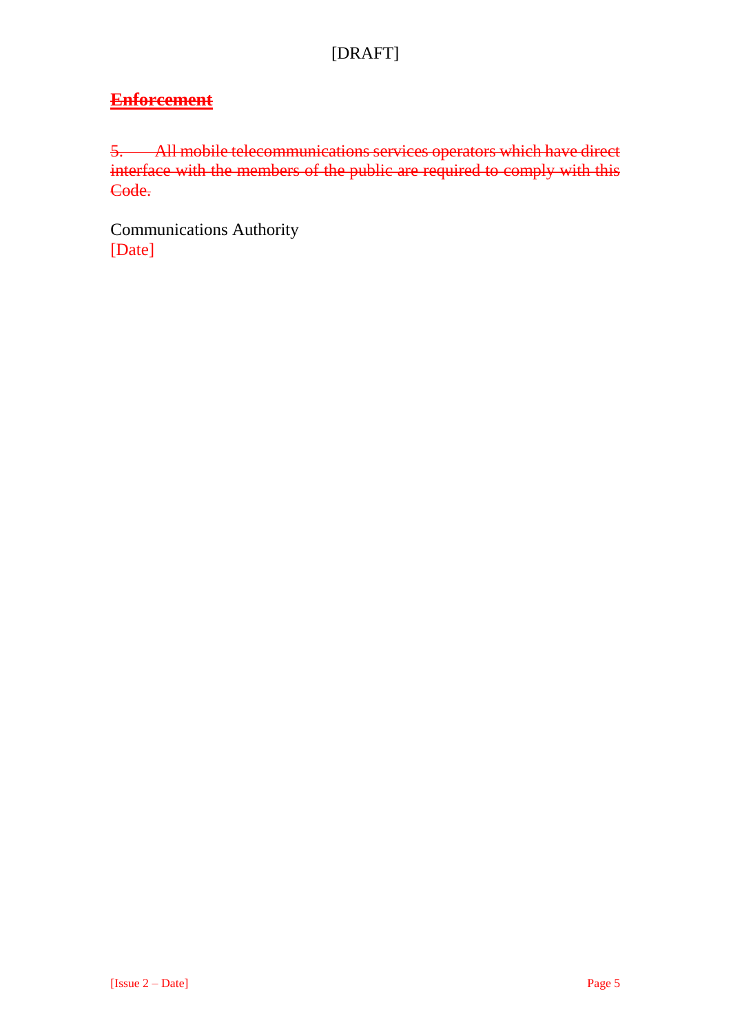## ~~Enforcement~~

~~5. All mobile telecommunications services operators which have direct interface with the members of the public are required to comply with this Code.~~

Communications Authority
[Date]